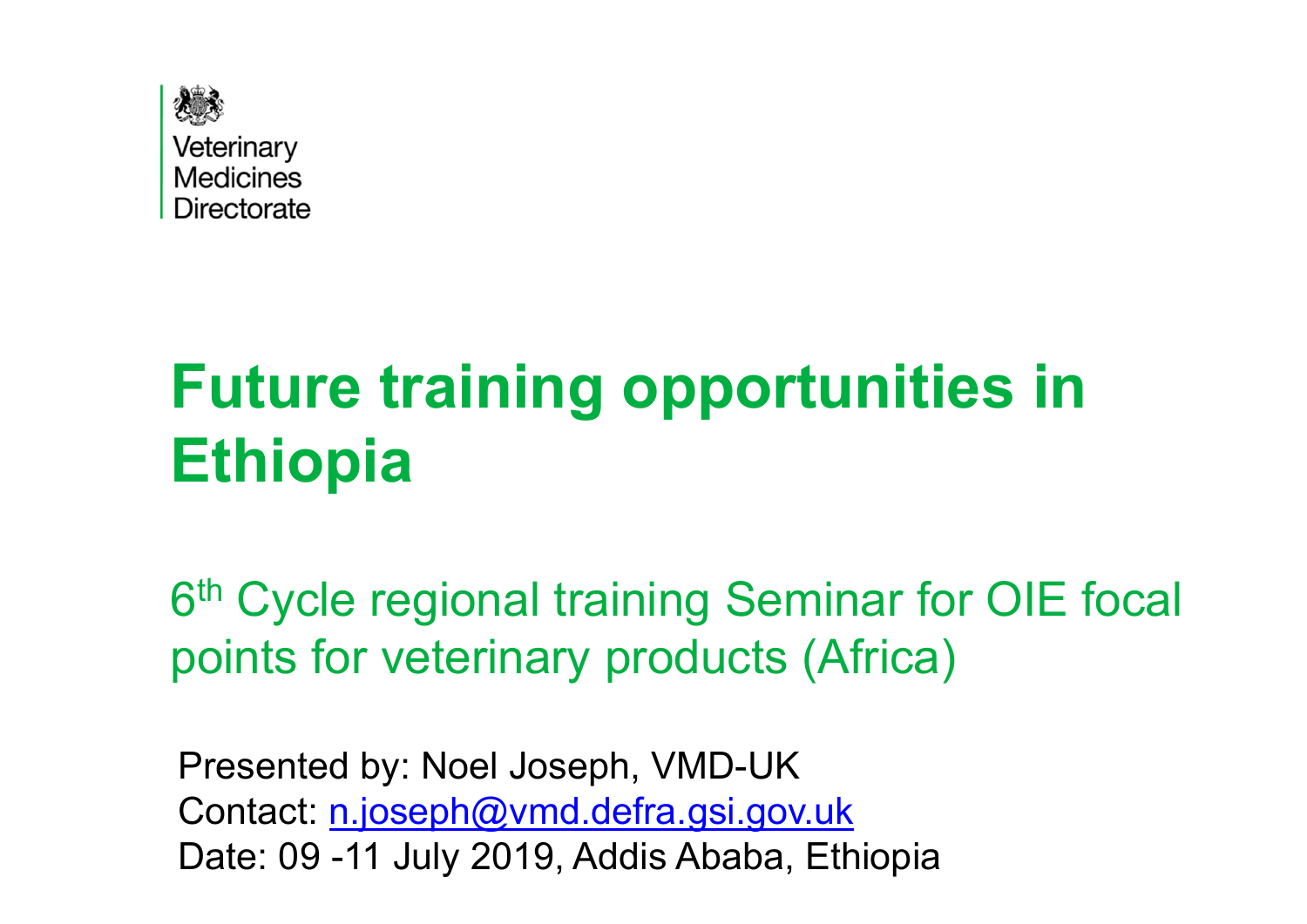Veterinary
Medicines
Directorate

# Future training opportunities in Ethiopia

## 6th Cycle regional training Seminar for OIE focal points for veterinary products (Africa)

Presented by: Noel Joseph, VMD-UK
Contact: n.joseph@vmd.defra.gsi.gov.uk
Date: 09 -11 July 2019, Addis Ababa, Ethiopia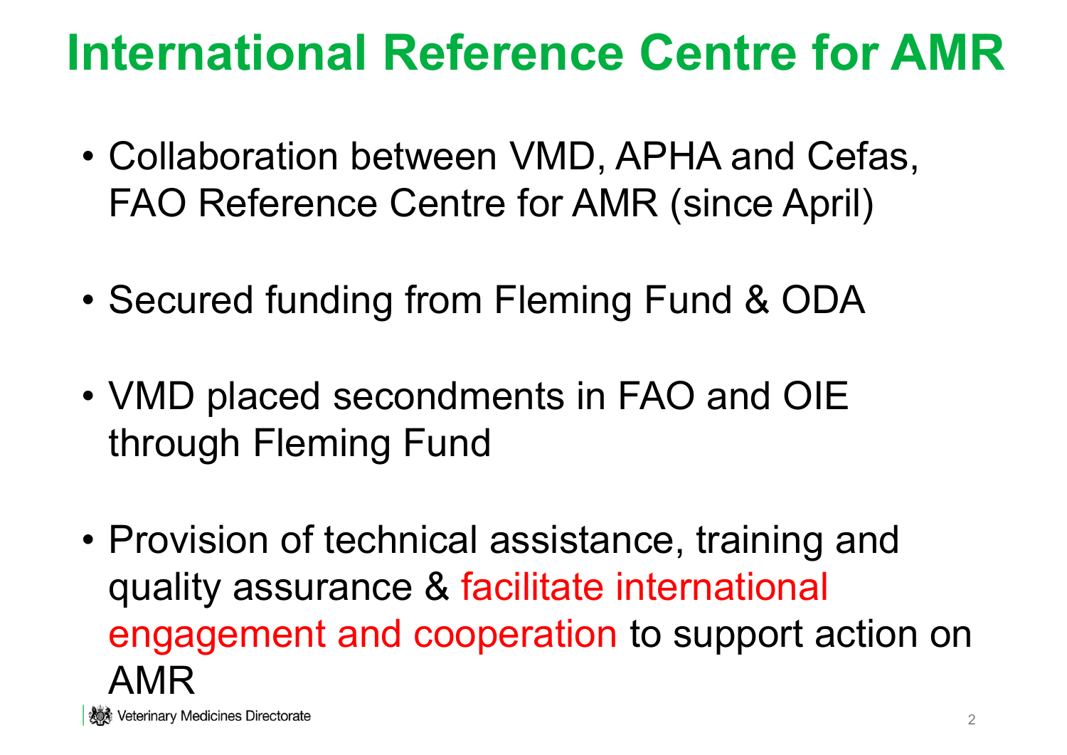# International Reference Centre for AMR

- Collaboration between VMD, APHA and Cefas, FAO Reference Centre for AMR (since April)

- Secured funding from Fleming Fund & ODA

- VMD placed secondments in FAO and OIE through Fleming Fund

- Provision of technical assistance, training and quality assurance & facilitate international engagement and cooperation to support action on AMR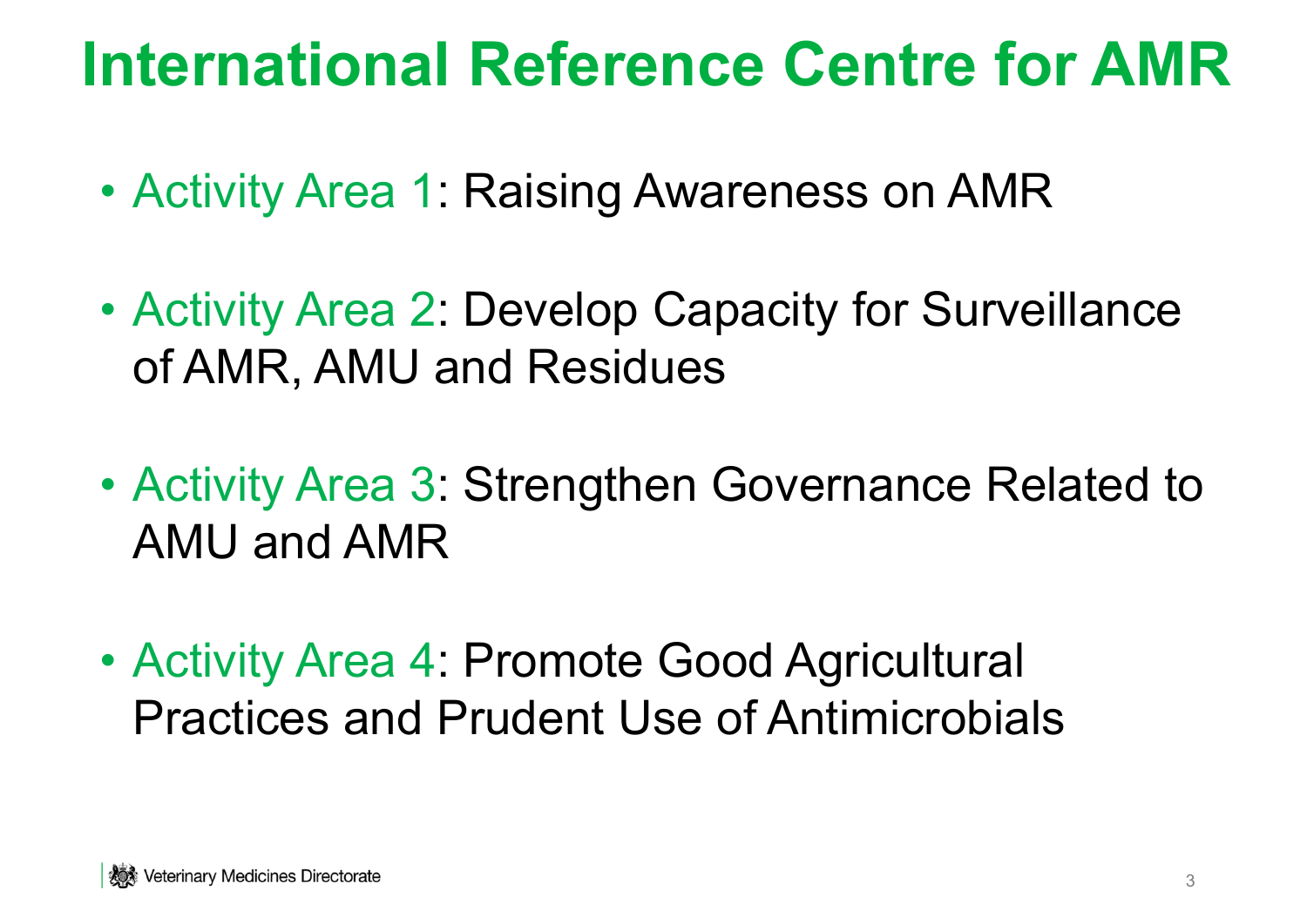# International Reference Centre for AMR

- Activity Area 1: Raising Awareness on AMR
- Activity Area 2: Develop Capacity for Surveillance of AMR, AMU and Residues
- Activity Area 3: Strengthen Governance Related to AMU and AMR
- Activity Area 4: Promote Good Agricultural Practices and Prudent Use of Antimicrobials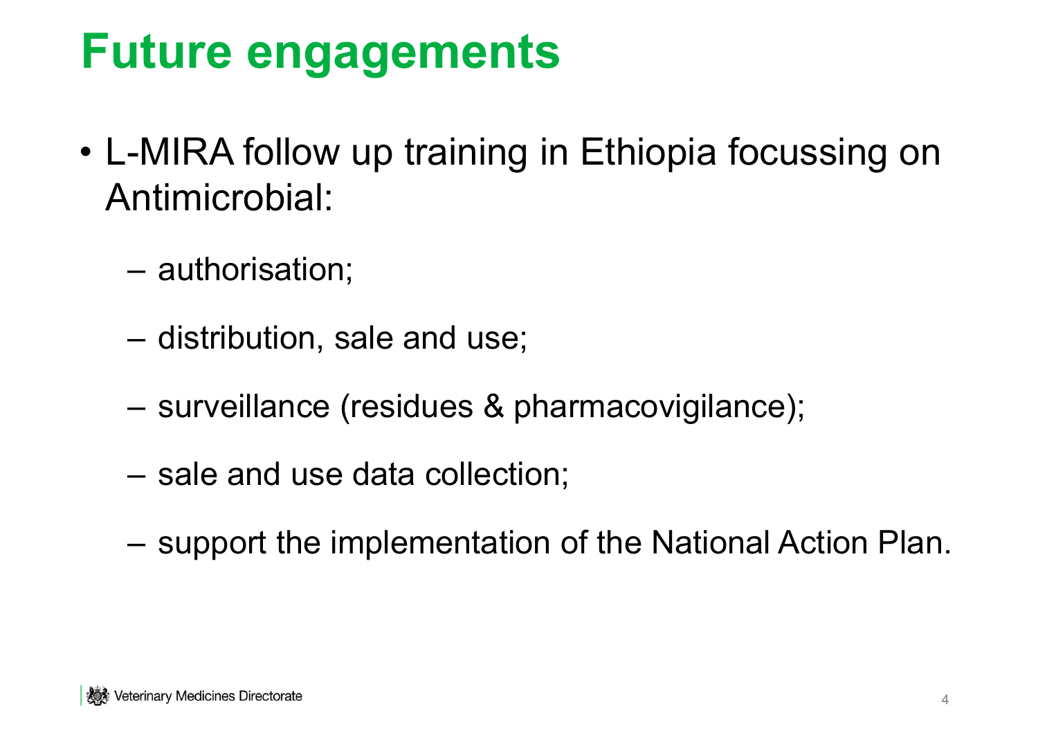# Future engagements

- L-MIRA follow up training in Ethiopia focussing on Antimicrobial:
  - authorisation;
  - distribution, sale and use;
  - surveillance (residues & pharmacovigilance);
  - sale and use data collection;
  - support the implementation of the National Action Plan.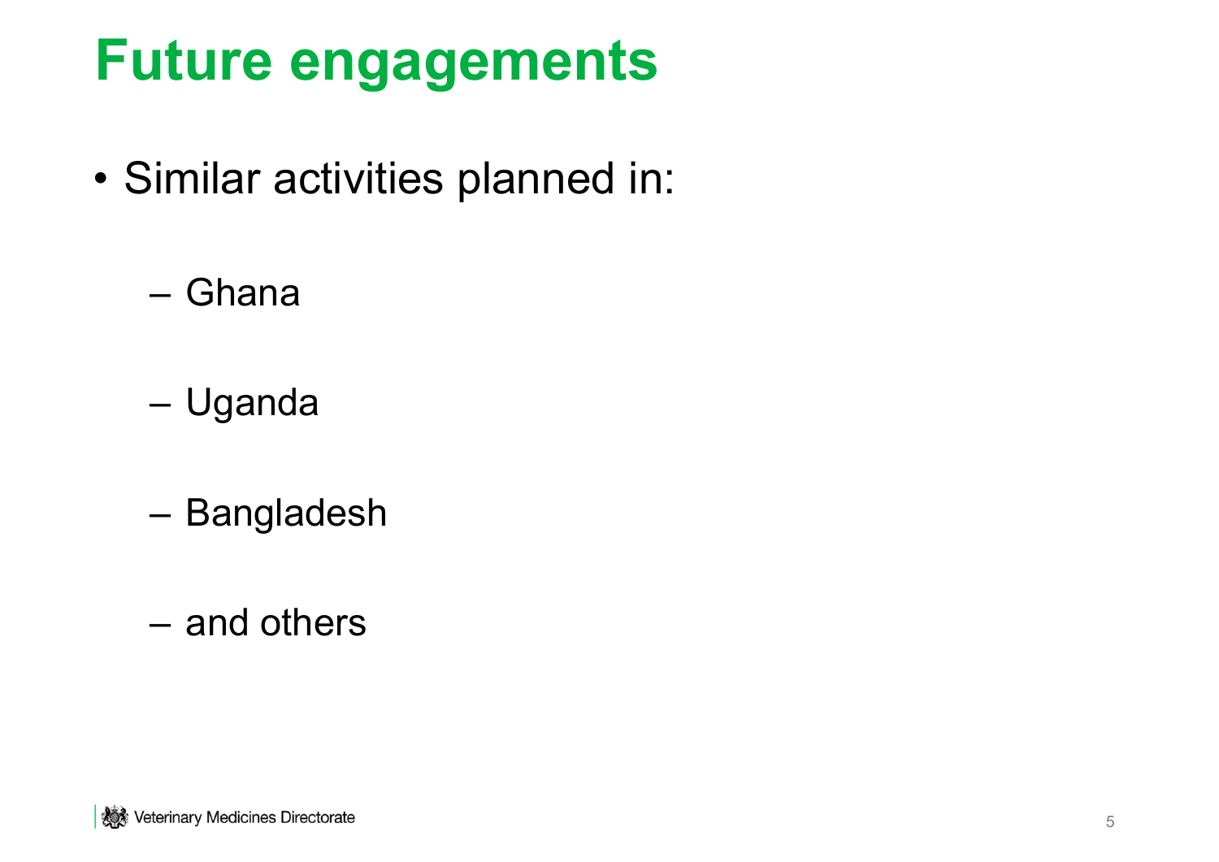# Future engagements

- Similar activities planned in:
  - Ghana
  - Uganda
  - Bangladesh
  - and others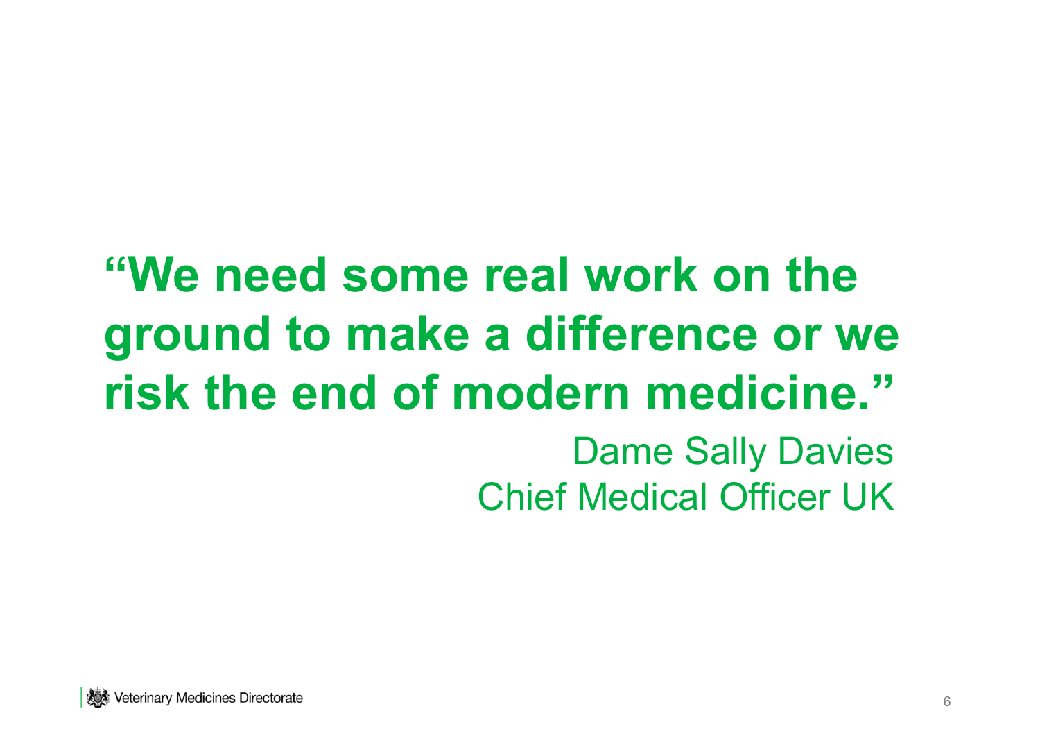**“We need some real work on the ground to make a difference or we risk the end of modern medicine.”**

Dame Sally Davies
Chief Medical Officer UK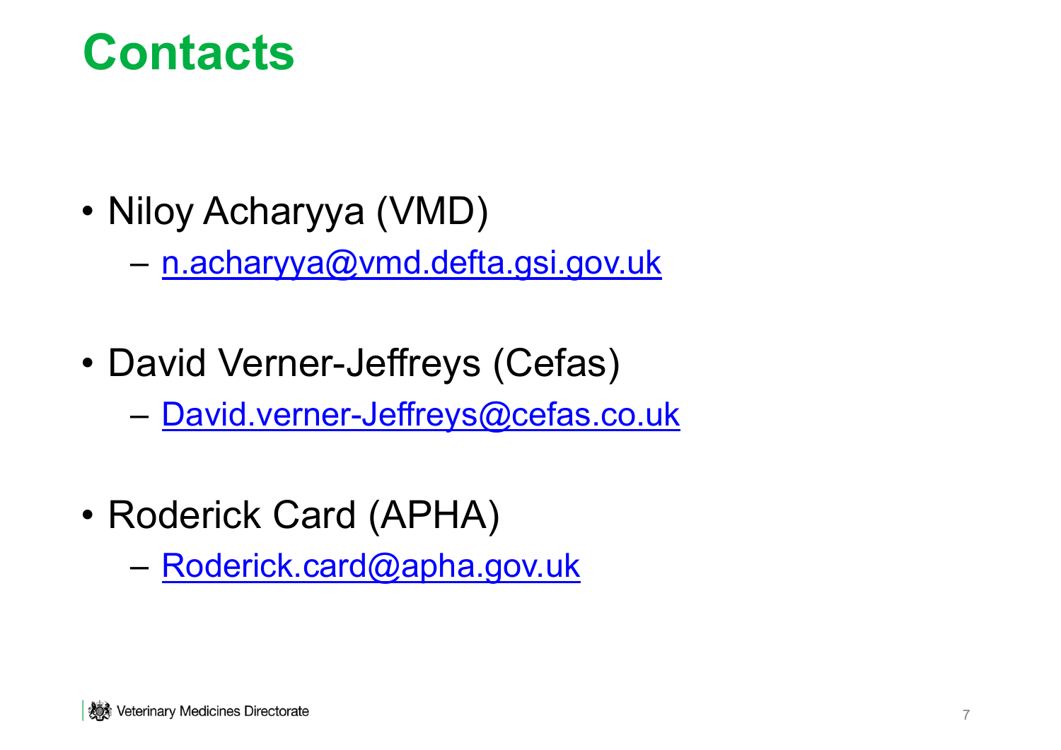# Contacts

- Niloy Acharyya (VMD)
  - n.acharyya@vmd.defta.gsi.gov.uk
- David Verner-Jeffreys (Cefas)
  - David.verner-Jeffreys@cefas.co.uk
- Roderick Card (APHA)
  - Roderick.card@apha.gov.uk